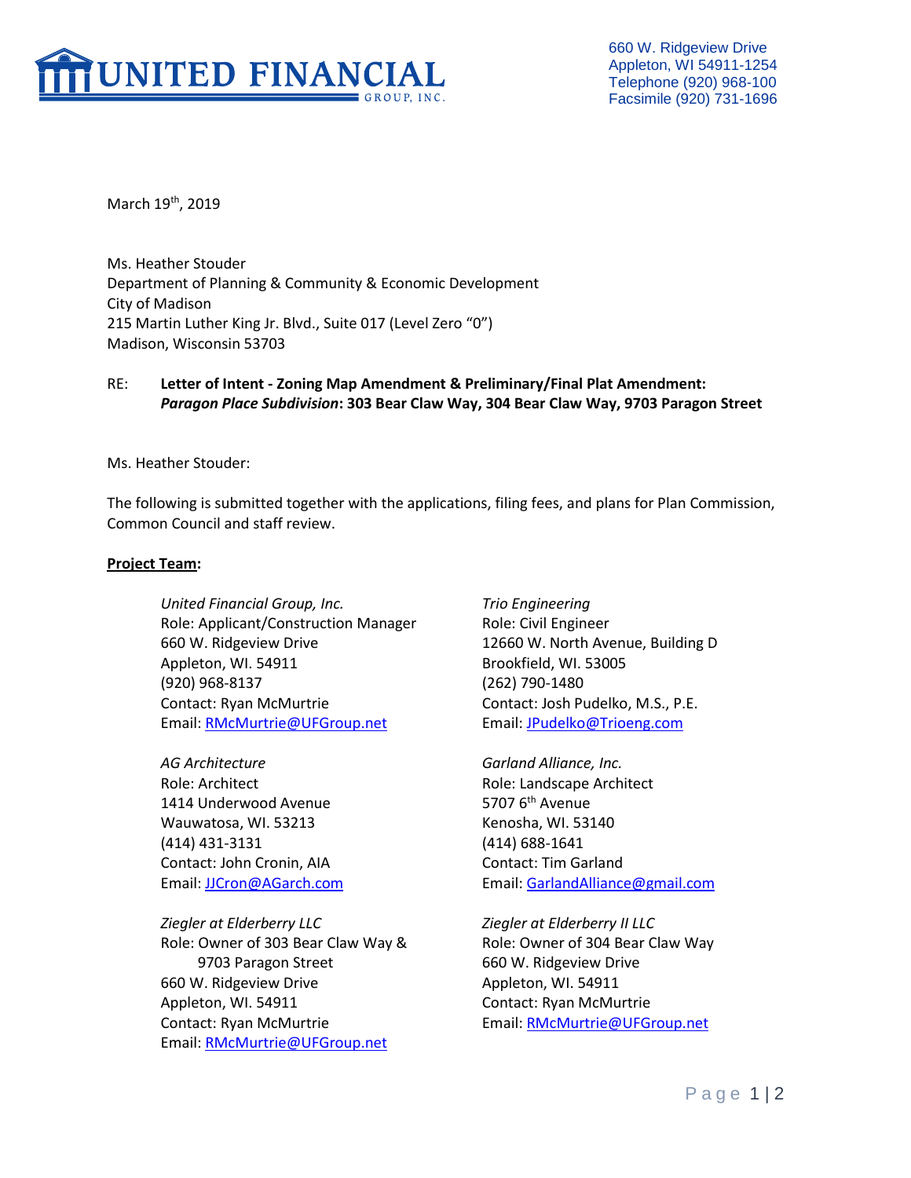UNITED FINANCIAL GROUP, INC.

660 W. Ridgeview Drive
Appleton, WI 54911-1254
Telephone (920) 968-100
Facsimile (920) 731-1696

March 19th, 2019

Ms. Heather Stouder
Department of Planning & Community & Economic Development
City of Madison
215 Martin Luther King Jr. Blvd., Suite 017 (Level Zero "0")
Madison, Wisconsin 53703

RE: **Letter of Intent - Zoning Map Amendment & Preliminary/Final Plat Amendment:**
***Paragon Place Subdivision*****: 303 Bear Claw Way, 304 Bear Claw Way, 9703 Paragon Street**

Ms. Heather Stouder:

The following is submitted together with the applications, filing fees, and plans for Plan Commission, Common Council and staff review.

**Project Team:**

*United Financial Group, Inc.*
Role: Applicant/Construction Manager
660 W. Ridgeview Drive
Appleton, WI. 54911
(920) 968-8137
Contact: Ryan McMurtrie
Email: RMcMurtrie@UFGroup.net

*Trio Engineering*
Role: Civil Engineer
12660 W. North Avenue, Building D
Brookfield, WI. 53005
(262) 790-1480
Contact: Josh Pudelko, M.S., P.E.
Email: JPudelko@Trioeng.com

*AG Architecture*
Role: Architect
1414 Underwood Avenue
Wauwatosa, WI. 53213
(414) 431-3131
Contact: John Cronin, AIA
Email: JJCron@AGarch.com

*Garland Alliance, Inc.*
Role: Landscape Architect
5707 6th Avenue
Kenosha, WI. 53140
(414) 688-1641
Contact: Tim Garland
Email: GarlandAlliance@gmail.com

*Ziegler at Elderberry LLC*
Role: Owner of 303 Bear Claw Way & 9703 Paragon Street
660 W. Ridgeview Drive
Appleton, WI. 54911
Contact: Ryan McMurtrie
Email: RMcMurtrie@UFGroup.net

*Ziegler at Elderberry II LLC*
Role: Owner of 304 Bear Claw Way
660 W. Ridgeview Drive
Appleton, WI. 54911
Contact: Ryan McMurtrie
Email: RMcMurtrie@UFGroup.net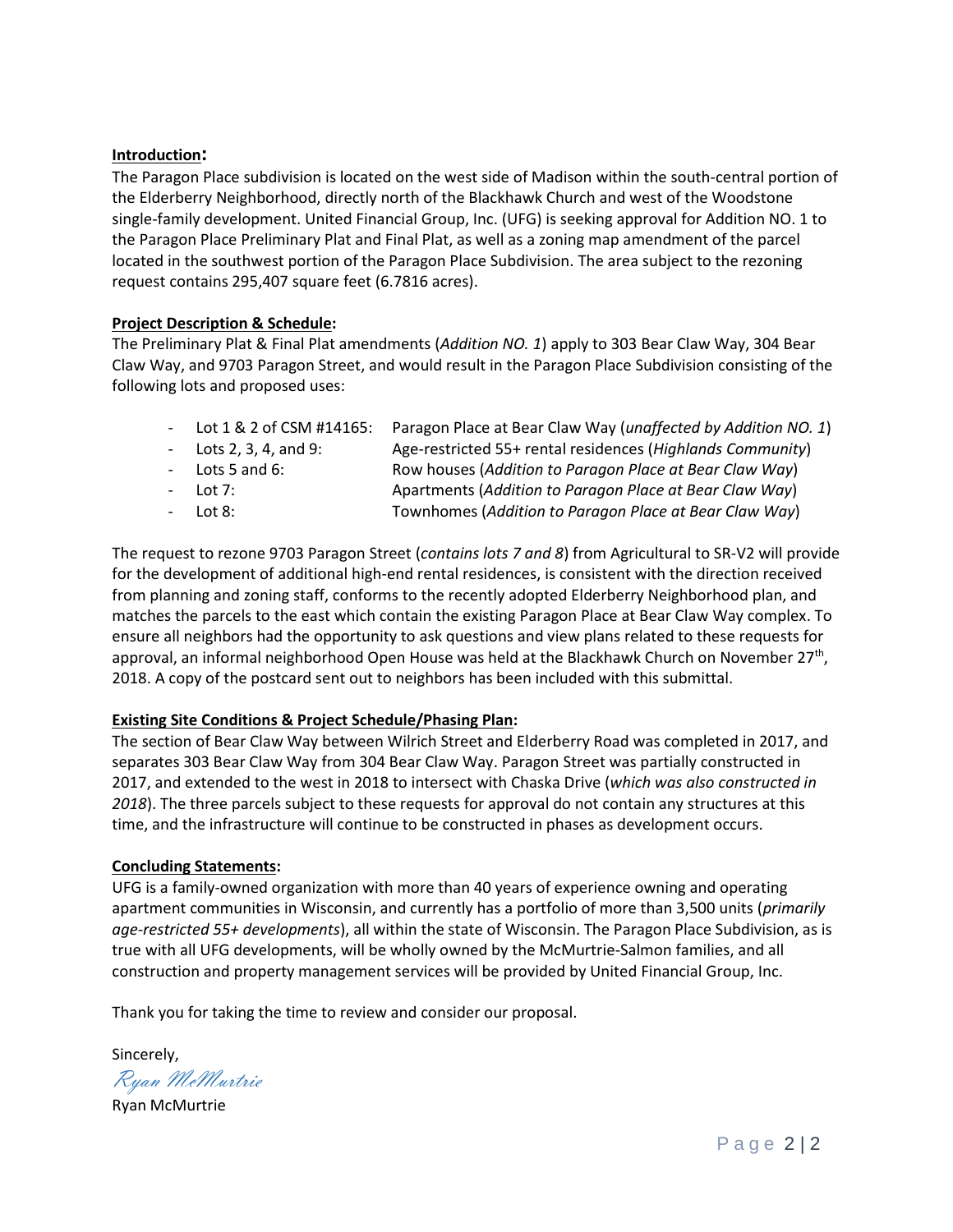**Introduction:**

The Paragon Place subdivision is located on the west side of Madison within the south-central portion of the Elderberry Neighborhood, directly north of the Blackhawk Church and west of the Woodstone single-family development. United Financial Group, Inc. (UFG) is seeking approval for Addition NO. 1 to the Paragon Place Preliminary Plat and Final Plat, as well as a zoning map amendment of the parcel located in the southwest portion of the Paragon Place Subdivision. The area subject to the rezoning request contains 295,407 square feet (6.7816 acres).

**Project Description & Schedule:**

The Preliminary Plat & Final Plat amendments (*Addition NO. 1*) apply to 303 Bear Claw Way, 304 Bear Claw Way, and 9703 Paragon Street, and would result in the Paragon Place Subdivision consisting of the following lots and proposed uses:

- Lot 1 & 2 of CSM #14165: Paragon Place at Bear Claw Way (*unaffected by Addition NO. 1*)
- Lots 2, 3, 4, and 9: Age-restricted 55+ rental residences (*Highlands Community*)
- Lots 5 and 6: Row houses (*Addition to Paragon Place at Bear Claw Way*)
- Lot 7: Apartments (*Addition to Paragon Place at Bear Claw Way*)
- Lot 8: Townhomes (*Addition to Paragon Place at Bear Claw Way*)

The request to rezone 9703 Paragon Street (*contains lots 7 and 8*) from Agricultural to SR-V2 will provide for the development of additional high-end rental residences, is consistent with the direction received from planning and zoning staff, conforms to the recently adopted Elderberry Neighborhood plan, and matches the parcels to the east which contain the existing Paragon Place at Bear Claw Way complex. To ensure all neighbors had the opportunity to ask questions and view plans related to these requests for approval, an informal neighborhood Open House was held at the Blackhawk Church on November 27th, 2018. A copy of the postcard sent out to neighbors has been included with this submittal.

**Existing Site Conditions & Project Schedule/Phasing Plan:**

The section of Bear Claw Way between Wilrich Street and Elderberry Road was completed in 2017, and separates 303 Bear Claw Way from 304 Bear Claw Way. Paragon Street was partially constructed in 2017, and extended to the west in 2018 to intersect with Chaska Drive (*which was also constructed in 2018*). The three parcels subject to these requests for approval do not contain any structures at this time, and the infrastructure will continue to be constructed in phases as development occurs.

**Concluding Statements:**

UFG is a family-owned organization with more than 40 years of experience owning and operating apartment communities in Wisconsin, and currently has a portfolio of more than 3,500 units (*primarily age-restricted 55+ developments*), all within the state of Wisconsin. The Paragon Place Subdivision, as is true with all UFG developments, will be wholly owned by the McMurtrie-Salmon families, and all construction and property management services will be provided by United Financial Group, Inc.

Thank you for taking the time to review and consider our proposal.

Sincerely,

*Ryan McMurtrie*

Ryan McMurtrie